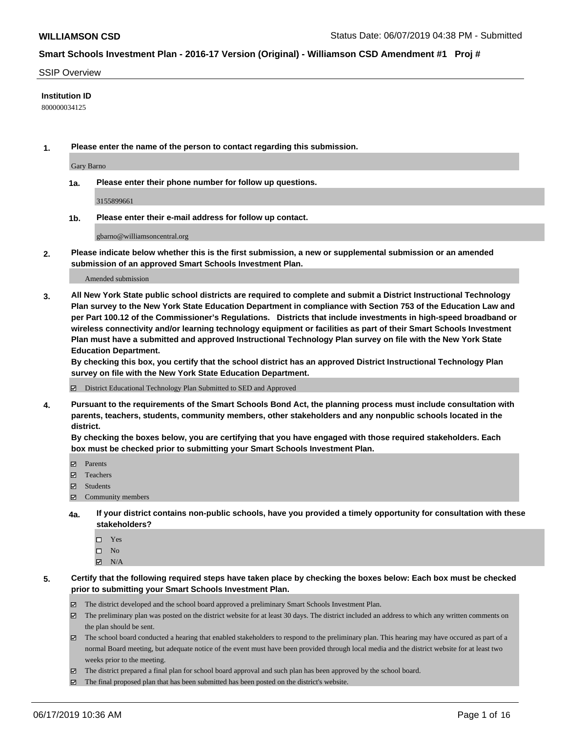**WILLIAMSON CSD** Status Date: 06/07/2019 04:38 PM - Submitted

**Smart Schools Investment Plan - 2016-17 Version (Original) - Williamson CSD Amendment #1 Proj #**

SSIP Overview

**Institution ID**

800000034125

**1. Please enter the name of the person to contact regarding this submission.**

Gary Barno

**1a. Please enter their phone number for follow up questions.**

3155899661

**1b. Please enter their e-mail address for follow up contact.**

gbarno@williamsoncentral.org

**2. Please indicate below whether this is the first submission, a new or supplemental submission or an amended submission of an approved Smart Schools Investment Plan.**

Amended submission

**3. All New York State public school districts are required to complete and submit a District Instructional Technology Plan survey to the New York State Education Department in compliance with Section 753 of the Education Law and per Part 100.12 of the Commissioner's Regulations. Districts that include investments in high-speed broadband or wireless connectivity and/or learning technology equipment or facilities as part of their Smart Schools Investment Plan must have a submitted and approved Instructional Technology Plan survey on file with the New York State Education Department.**
**By checking this box, you certify that the school district has an approved District Instructional Technology Plan survey on file with the New York State Education Department.**

- [x] District Educational Technology Plan Submitted to SED and Approved

**4. Pursuant to the requirements of the Smart Schools Bond Act, the planning process must include consultation with parents, teachers, students, community members, other stakeholders and any nonpublic schools located in the district.**
**By checking the boxes below, you are certifying that you have engaged with those required stakeholders. Each box must be checked prior to submitting your Smart Schools Investment Plan.**

- [x] Parents
- [x] Teachers
- [x] Students
- [x] Community members

**4a. If your district contains non-public schools, have you provided a timely opportunity for consultation with these stakeholders?**

- [ ] Yes
- [ ] No
- [x] N/A

**5. Certify that the following required steps have taken place by checking the boxes below: Each box must be checked prior to submitting your Smart Schools Investment Plan.**

- [x] The district developed and the school board approved a preliminary Smart Schools Investment Plan.
- [x] The preliminary plan was posted on the district website for at least 30 days. The district included an address to which any written comments on the plan should be sent.
- [x] The school board conducted a hearing that enabled stakeholders to respond to the preliminary plan. This hearing may have occured as part of a normal Board meeting, but adequate notice of the event must have been provided through local media and the district website for at least two weeks prior to the meeting.
- [x] The district prepared a final plan for school board approval and such plan has been approved by the school board.
- [x] The final proposed plan that has been submitted has been posted on the district's website.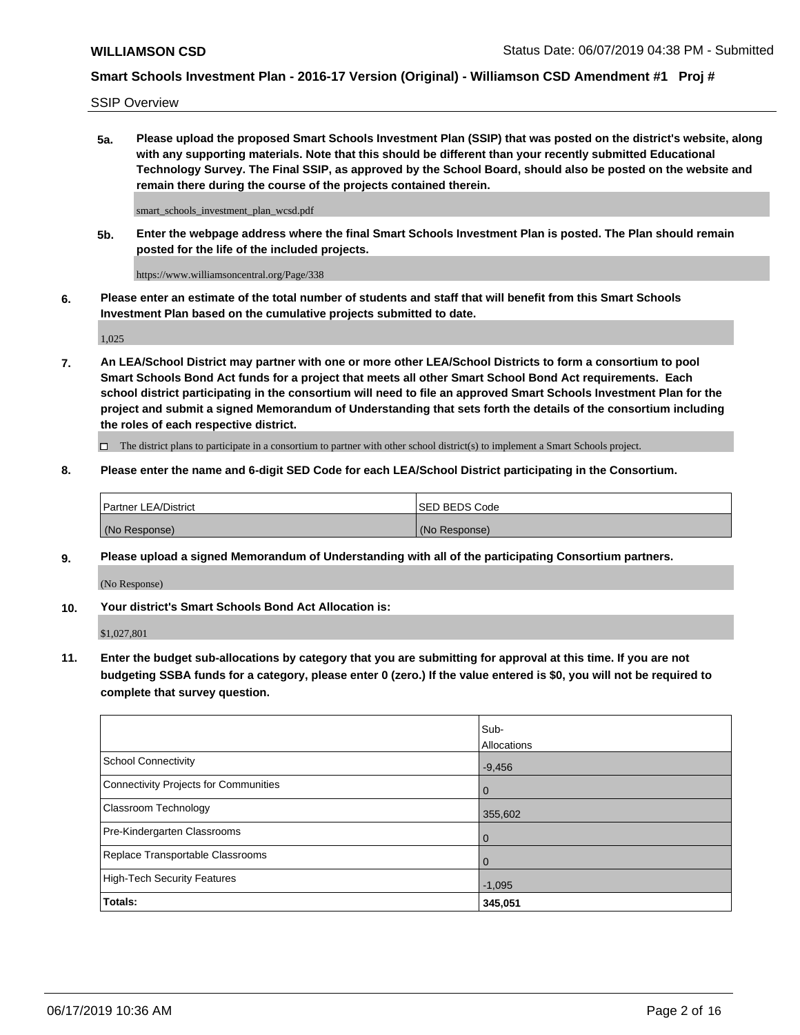SSIP Overview

**5a. Please upload the proposed Smart Schools Investment Plan (SSIP) that was posted on the district's website, along with any supporting materials. Note that this should be different than your recently submitted Educational Technology Survey. The Final SSIP, as approved by the School Board, should also be posted on the website and remain there during the course of the projects contained therein.**

smart_schools_investment_plan_wcsd.pdf

**5b. Enter the webpage address where the final Smart Schools Investment Plan is posted. The Plan should remain posted for the life of the included projects.**

https://www.williamsoncentral.org/Page/338

**6. Please enter an estimate of the total number of students and staff that will benefit from this Smart Schools Investment Plan based on the cumulative projects submitted to date.**

1,025

**7. An LEA/School District may partner with one or more other LEA/School Districts to form a consortium to pool Smart Schools Bond Act funds for a project that meets all other Smart School Bond Act requirements. Each school district participating in the consortium will need to file an approved Smart Schools Investment Plan for the project and submit a signed Memorandum of Understanding that sets forth the details of the consortium including the roles of each respective district.**

☐ The district plans to participate in a consortium to partner with other school district(s) to implement a Smart Schools project.

**8. Please enter the name and 6-digit SED Code for each LEA/School District participating in the Consortium.**

| Partner LEA/District | SED BEDS Code |
|---|---|
| (No Response) | (No Response) |

**9. Please upload a signed Memorandum of Understanding with all of the participating Consortium partners.**

(No Response)

**10. Your district's Smart Schools Bond Act Allocation is:**

$1,027,801

**11. Enter the budget sub-allocations by category that you are submitting for approval at this time. If you are not budgeting SSBA funds for a category, please enter 0 (zero.) If the value entered is $0, you will not be required to complete that survey question.**

| | Sub-Allocations |
|---|---|
| School Connectivity | -9,456 |
| Connectivity Projects for Communities | 0 |
| Classroom Technology | 355,602 |
| Pre-Kindergarten Classrooms | 0 |
| Replace Transportable Classrooms | 0 |
| High-Tech Security Features | -1,095 |
| **Totals:** | **345,051** |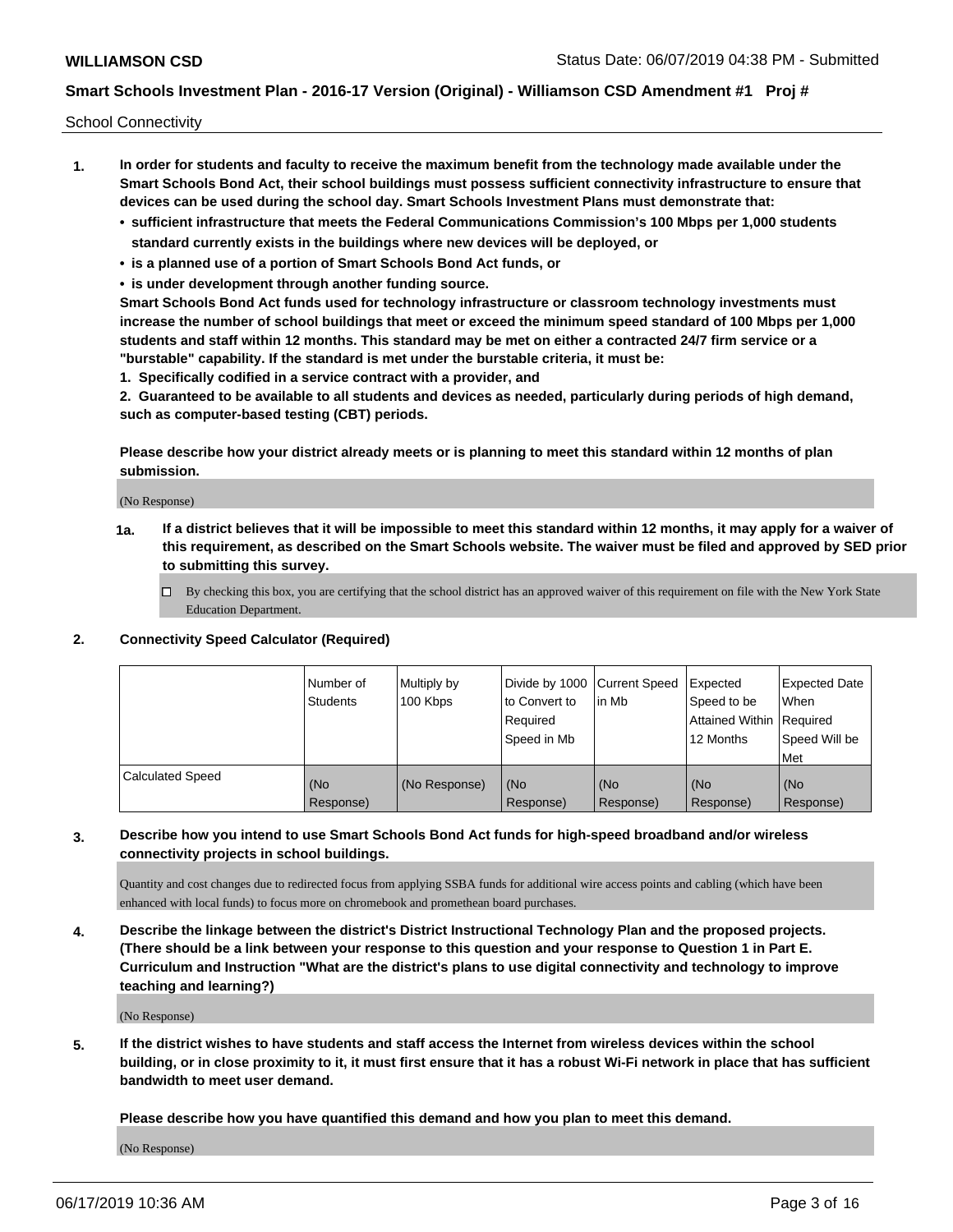School Connectivity

1. **In order for students and faculty to receive the maximum benefit from the technology made available under the Smart Schools Bond Act, their school buildings must possess sufficient connectivity infrastructure to ensure that devices can be used during the school day. Smart Schools Investment Plans must demonstrate that:**
   - **sufficient infrastructure that meets the Federal Communications Commission's 100 Mbps per 1,000 students standard currently exists in the buildings where new devices will be deployed, or**
   - **is a planned use of a portion of Smart Schools Bond Act funds, or**
   - **is under development through another funding source.**

   **Smart Schools Bond Act funds used for technology infrastructure or classroom technology investments must increase the number of school buildings that meet or exceed the minimum speed standard of 100 Mbps per 1,000 students and staff within 12 months. This standard may be met on either a contracted 24/7 firm service or a "burstable" capability. If the standard is met under the burstable criteria, it must be:**

   **1. Specifically codified in a service contract with a provider, and**

   **2. Guaranteed to be available to all students and devices as needed, particularly during periods of high demand, such as computer-based testing (CBT) periods.**

   **Please describe how your district already meets or is planning to meet this standard within 12 months of plan submission.**

   (No Response)

   **1a. If a district believes that it will be impossible to meet this standard within 12 months, it may apply for a waiver of this requirement, as described on the Smart Schools website. The waiver must be filed and approved by SED prior to submitting this survey.**

   ☐ By checking this box, you are certifying that the school district has an approved waiver of this requirement on file with the New York State Education Department.

2. **Connectivity Speed Calculator (Required)**

| | Number of Students | Multiply by 100 Kbps | Divide by 1000 to Convert to Required Speed in Mb | Current Speed in Mb | Expected Speed to be Attained Within 12 Months | Expected Date When Required Speed Will be Met |
|---|---|---|---|---|---|---|
| Calculated Speed | (No Response) | (No Response) | (No Response) | (No Response) | (No Response) | (No Response) |

3. **Describe how you intend to use Smart Schools Bond Act funds for high-speed broadband and/or wireless connectivity projects in school buildings.**

   Quantity and cost changes due to redirected focus from applying SSBA funds for additional wire access points and cabling (which have been enhanced with local funds) to focus more on chromebook and promethean board purchases.

4. **Describe the linkage between the district's District Instructional Technology Plan and the proposed projects. (There should be a link between your response to this question and your response to Question 1 in Part E. Curriculum and Instruction "What are the district's plans to use digital connectivity and technology to improve teaching and learning?)**

   (No Response)

5. **If the district wishes to have students and staff access the Internet from wireless devices within the school building, or in close proximity to it, it must first ensure that it has a robust Wi-Fi network in place that has sufficient bandwidth to meet user demand.**

   **Please describe how you have quantified this demand and how you plan to meet this demand.**

   (No Response)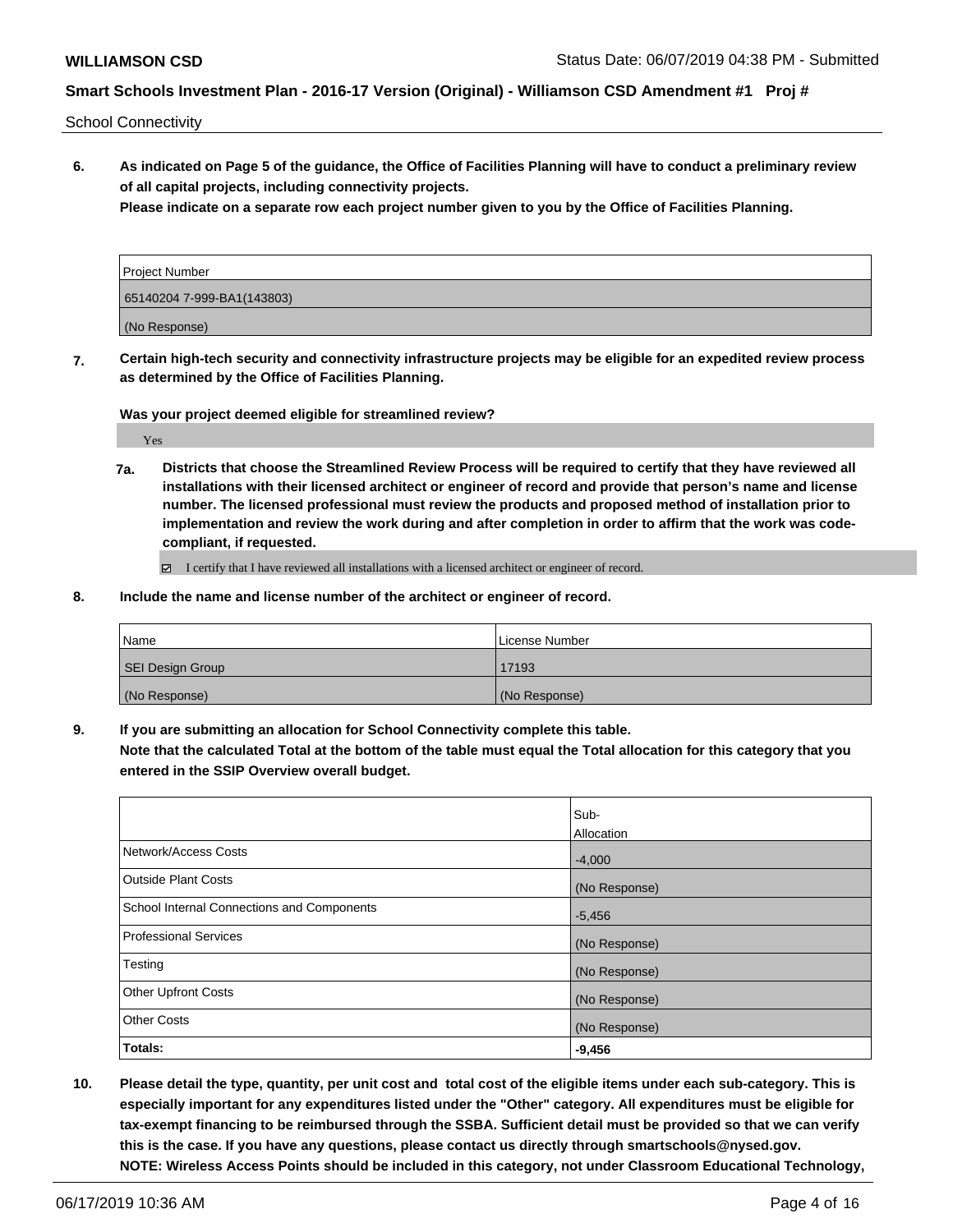School Connectivity

**6. As indicated on Page 5 of the guidance, the Office of Facilities Planning will have to conduct a preliminary review of all capital projects, including connectivity projects.**
**Please indicate on a separate row each project number given to you by the Office of Facilities Planning.**

| Project Number |
| --- |
| 65140204 7-999-BA1(143803) |
| (No Response) |

**7. Certain high-tech security and connectivity infrastructure projects may be eligible for an expedited review process as determined by the Office of Facilities Planning.**

**Was your project deemed eligible for streamlined review?**

Yes

**7a. Districts that choose the Streamlined Review Process will be required to certify that they have reviewed all installations with their licensed architect or engineer of record and provide that person's name and license number. The licensed professional must review the products and proposed method of installation prior to implementation and review the work during and after completion in order to affirm that the work was code-compliant, if requested.**

☑ I certify that I have reviewed all installations with a licensed architect or engineer of record.

**8. Include the name and license number of the architect or engineer of record.**

| Name | License Number |
| --- | --- |
| SEI Design Group | 17193 |
| (No Response) | (No Response) |

**9. If you are submitting an allocation for School Connectivity complete this table.**
**Note that the calculated Total at the bottom of the table must equal the Total allocation for this category that you entered in the SSIP Overview overall budget.**

| | Sub-Allocation |
| --- | --- |
| Network/Access Costs | -4,000 |
| Outside Plant Costs | (No Response) |
| School Internal Connections and Components | -5,456 |
| Professional Services | (No Response) |
| Testing | (No Response) |
| Other Upfront Costs | (No Response) |
| Other Costs | (No Response) |
| **Totals:** | **-9,456** |

**10. Please detail the type, quantity, per unit cost and total cost of the eligible items under each sub-category. This is especially important for any expenditures listed under the "Other" category. All expenditures must be eligible for tax-exempt financing to be reimbursed through the SSBA. Sufficient detail must be provided so that we can verify this is the case. If you have any questions, please contact us directly through smartschools@nysed.gov.**
**NOTE: Wireless Access Points should be included in this category, not under Classroom Educational Technology,**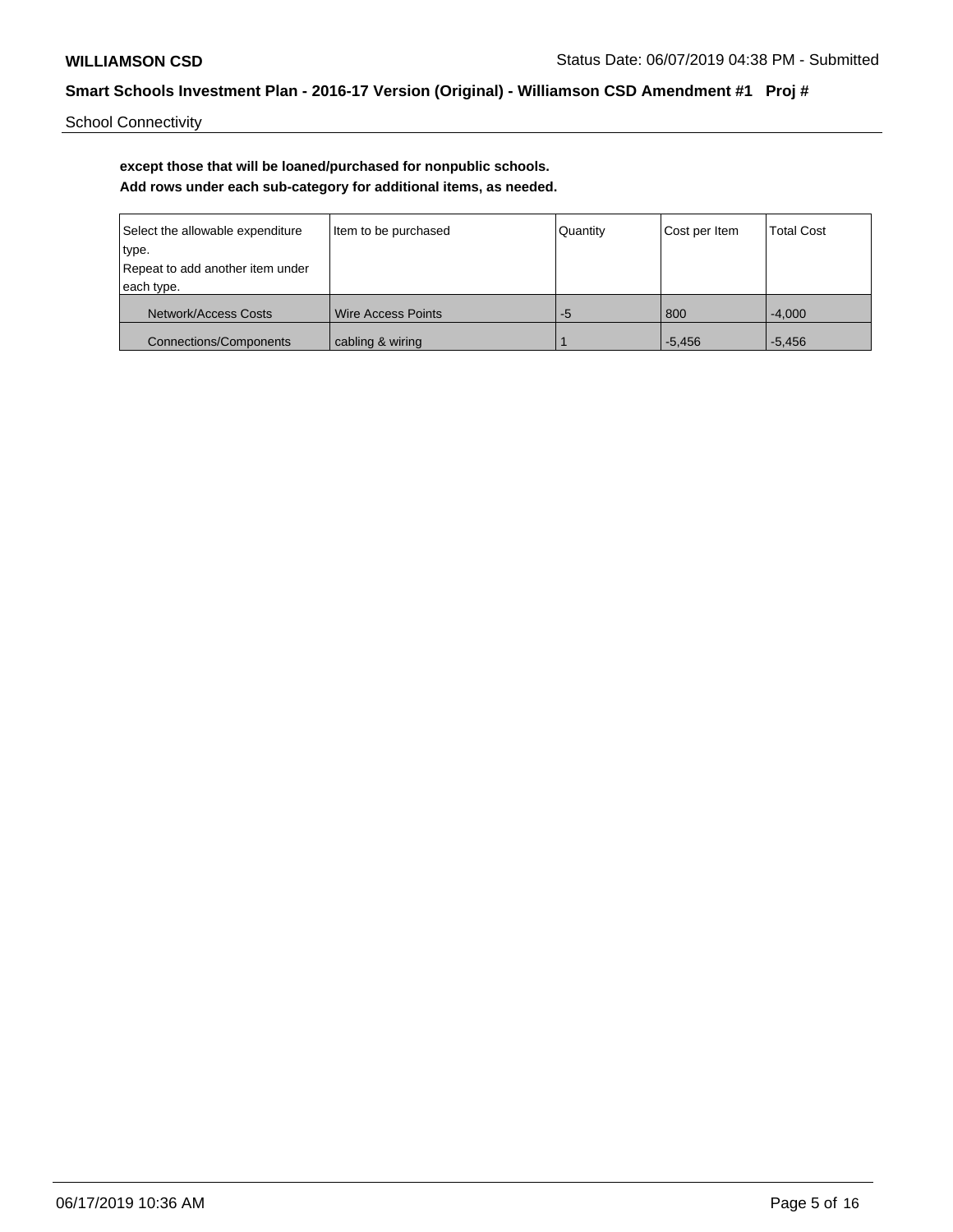School Connectivity

**except those that will be loaned/purchased for nonpublic schools.**
**Add rows under each sub-category for additional items, as needed.**

| Select the allowable expenditure type. Repeat to add another item under each type. | Item to be purchased | Quantity | Cost per Item | Total Cost |
|---|---|---|---|---|
| Network/Access Costs | Wire Access Points | -5 | 800 | -4,000 |
| Connections/Components | cabling & wiring | 1 | -5,456 | -5,456 |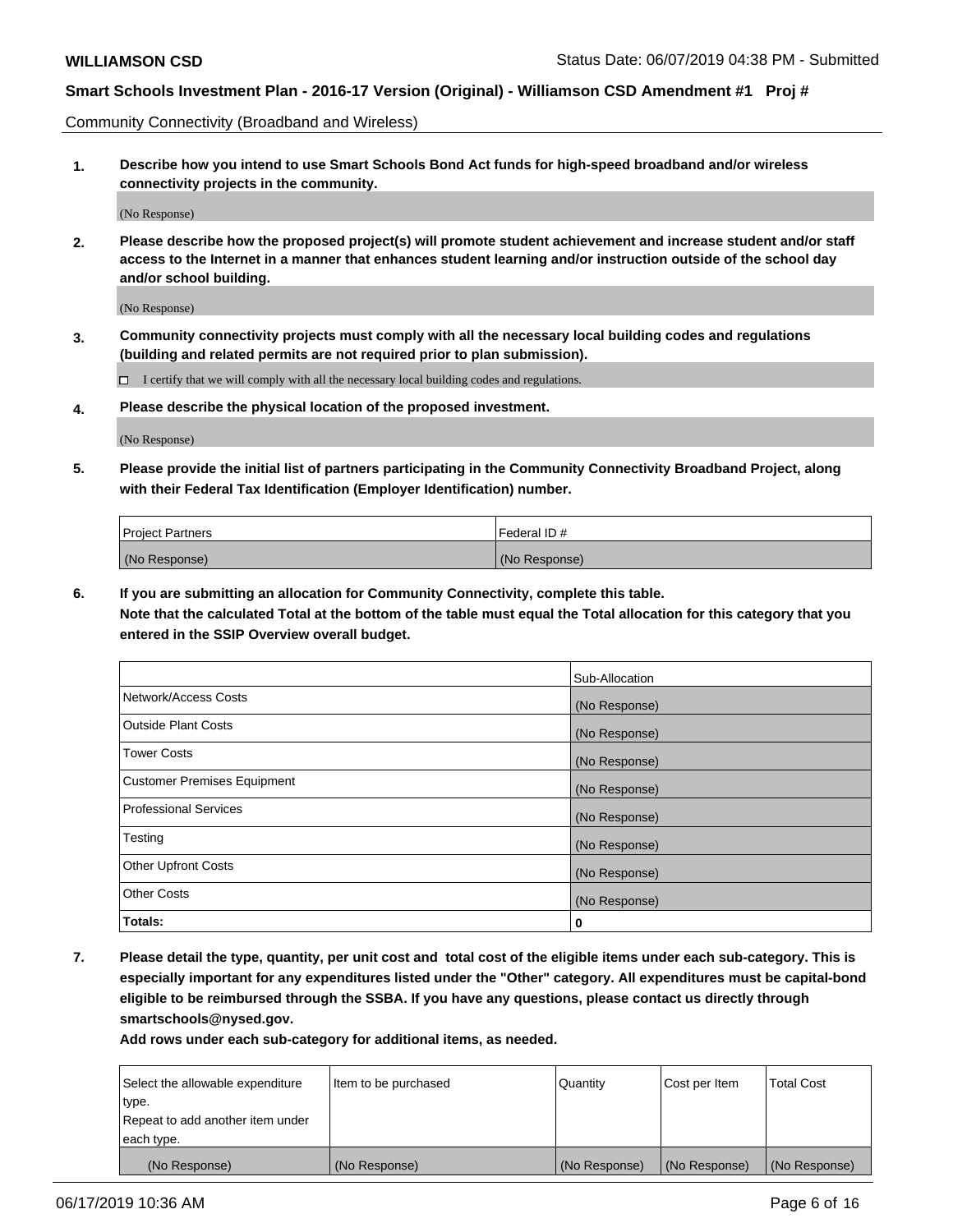Community Connectivity (Broadband and Wireless)

**1. Describe how you intend to use Smart Schools Bond Act funds for high-speed broadband and/or wireless connectivity projects in the community.**

(No Response)

**2. Please describe how the proposed project(s) will promote student achievement and increase student and/or staff access to the Internet in a manner that enhances student learning and/or instruction outside of the school day and/or school building.**

(No Response)

**3. Community connectivity projects must comply with all the necessary local building codes and regulations (building and related permits are not required prior to plan submission).**

☐ I certify that we will comply with all the necessary local building codes and regulations.

**4. Please describe the physical location of the proposed investment.**

(No Response)

**5. Please provide the initial list of partners participating in the Community Connectivity Broadband Project, along with their Federal Tax Identification (Employer Identification) number.**

| Project Partners | Federal ID # |
|---|---|
| (No Response) | (No Response) |

**6. If you are submitting an allocation for Community Connectivity, complete this table. Note that the calculated Total at the bottom of the table must equal the Total allocation for this category that you entered in the SSIP Overview overall budget.**

| | Sub-Allocation |
|---|---|
| Network/Access Costs | (No Response) |
| Outside Plant Costs | (No Response) |
| Tower Costs | (No Response) |
| Customer Premises Equipment | (No Response) |
| Professional Services | (No Response) |
| Testing | (No Response) |
| Other Upfront Costs | (No Response) |
| Other Costs | (No Response) |
| **Totals:** | **0** |

**7. Please detail the type, quantity, per unit cost and total cost of the eligible items under each sub-category. This is especially important for any expenditures listed under the "Other" category. All expenditures must be capital-bond eligible to be reimbursed through the SSBA. If you have any questions, please contact us directly through smartschools@nysed.gov.**

**Add rows under each sub-category for additional items, as needed.**

| Select the allowable expenditure type. Repeat to add another item under each type. | Item to be purchased | Quantity | Cost per Item | Total Cost |
|---|---|---|---|---|
| (No Response) | (No Response) | (No Response) | (No Response) | (No Response) |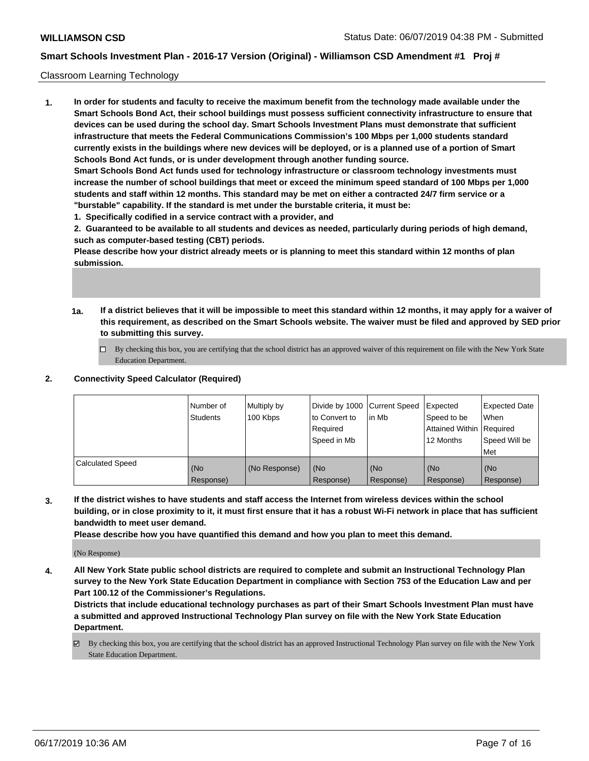Classroom Learning Technology

1. **In order for students and faculty to receive the maximum benefit from the technology made available under the Smart Schools Bond Act, their school buildings must possess sufficient connectivity infrastructure to ensure that devices can be used during the school day. Smart Schools Investment Plans must demonstrate that sufficient infrastructure that meets the Federal Communications Commission's 100 Mbps per 1,000 students standard currently exists in the buildings where new devices will be deployed, or is a planned use of a portion of Smart Schools Bond Act funds, or is under development through another funding source.**

   **Smart Schools Bond Act funds used for technology infrastructure or classroom technology investments must increase the number of school buildings that meet or exceed the minimum speed standard of 100 Mbps per 1,000 students and staff within 12 months. This standard may be met on either a contracted 24/7 firm service or a "burstable" capability. If the standard is met under the burstable criteria, it must be:**

   **1. Specifically codified in a service contract with a provider, and**

   **2. Guaranteed to be available to all students and devices as needed, particularly during periods of high demand, such as computer-based testing (CBT) periods.**

   **Please describe how your district already meets or is planning to meet this standard within 12 months of plan submission.**

   **1a. If a district believes that it will be impossible to meet this standard within 12 months, it may apply for a waiver of this requirement, as described on the Smart Schools website. The waiver must be filed and approved by SED prior to submitting this survey.**

   ☐ By checking this box, you are certifying that the school district has an approved waiver of this requirement on file with the New York State Education Department.

2. **Connectivity Speed Calculator (Required)**

| | Number of Students | Multiply by 100 Kbps | Divide by 1000 to Convert to Required Speed in Mb | Current Speed in Mb | Expected Speed to be Attained Within 12 Months | Expected Date When Required Speed Will be Met |
|---|---|---|---|---|---|---|
| Calculated Speed | (No Response) | (No Response) | (No Response) | (No Response) | (No Response) | (No Response) |

3. **If the district wishes to have students and staff access the Internet from wireless devices within the school building, or in close proximity to it, it must first ensure that it has a robust Wi-Fi network in place that has sufficient bandwidth to meet user demand.**

   **Please describe how you have quantified this demand and how you plan to meet this demand.**

   (No Response)

4. **All New York State public school districts are required to complete and submit an Instructional Technology Plan survey to the New York State Education Department in compliance with Section 753 of the Education Law and per Part 100.12 of the Commissioner's Regulations.**

   **Districts that include educational technology purchases as part of their Smart Schools Investment Plan must have a submitted and approved Instructional Technology Plan survey on file with the New York State Education Department.**

   ☑ By checking this box, you are certifying that the school district has an approved Instructional Technology Plan survey on file with the New York State Education Department.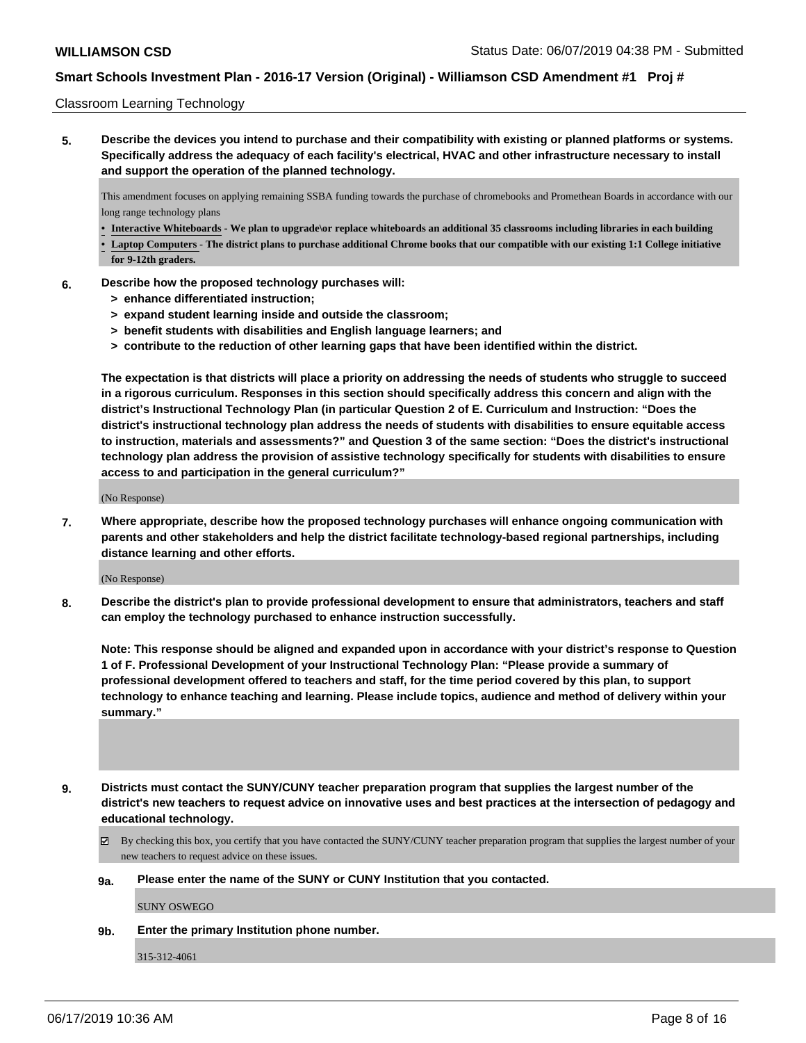Classroom Learning Technology

**5. Describe the devices you intend to purchase and their compatibility with existing or planned platforms or systems. Specifically address the adequacy of each facility's electrical, HVAC and other infrastructure necessary to install and support the operation of the planned technology.**

This amendment focuses on applying remaining SSBA funding towards the purchase of chromebooks and Promethean Boards in accordance with our long range technology plans

- **Interactive Whiteboards - We plan to upgrade\or replace whiteboards an additional 35 classrooms including libraries in each building**
- **Laptop Computers - The district plans to purchase additional Chrome books that our compatible with our existing 1:1 College initiative for 9-12th graders.**

**6. Describe how the proposed technology purchases will:**
- **> enhance differentiated instruction;**
- **> expand student learning inside and outside the classroom;**
- **> benefit students with disabilities and English language learners; and**
- **> contribute to the reduction of other learning gaps that have been identified within the district.**

**The expectation is that districts will place a priority on addressing the needs of students who struggle to succeed in a rigorous curriculum. Responses in this section should specifically address this concern and align with the district's Instructional Technology Plan (in particular Question 2 of E. Curriculum and Instruction: "Does the district's instructional technology plan address the needs of students with disabilities to ensure equitable access to instruction, materials and assessments?" and Question 3 of the same section: "Does the district's instructional technology plan address the provision of assistive technology specifically for students with disabilities to ensure access to and participation in the general curriculum?"**

(No Response)

**7. Where appropriate, describe how the proposed technology purchases will enhance ongoing communication with parents and other stakeholders and help the district facilitate technology-based regional partnerships, including distance learning and other efforts.**

(No Response)

**8. Describe the district's plan to provide professional development to ensure that administrators, teachers and staff can employ the technology purchased to enhance instruction successfully.**

**Note: This response should be aligned and expanded upon in accordance with your district's response to Question 1 of F. Professional Development of your Instructional Technology Plan: "Please provide a summary of professional development offered to teachers and staff, for the time period covered by this plan, to support technology to enhance teaching and learning. Please include topics, audience and method of delivery within your summary."**

**9. Districts must contact the SUNY/CUNY teacher preparation program that supplies the largest number of the district's new teachers to request advice on innovative uses and best practices at the intersection of pedagogy and educational technology.**

☑ By checking this box, you certify that you have contacted the SUNY/CUNY teacher preparation program that supplies the largest number of your new teachers to request advice on these issues.

**9a. Please enter the name of the SUNY or CUNY Institution that you contacted.**

SUNY OSWEGO

**9b. Enter the primary Institution phone number.**

315-312-4061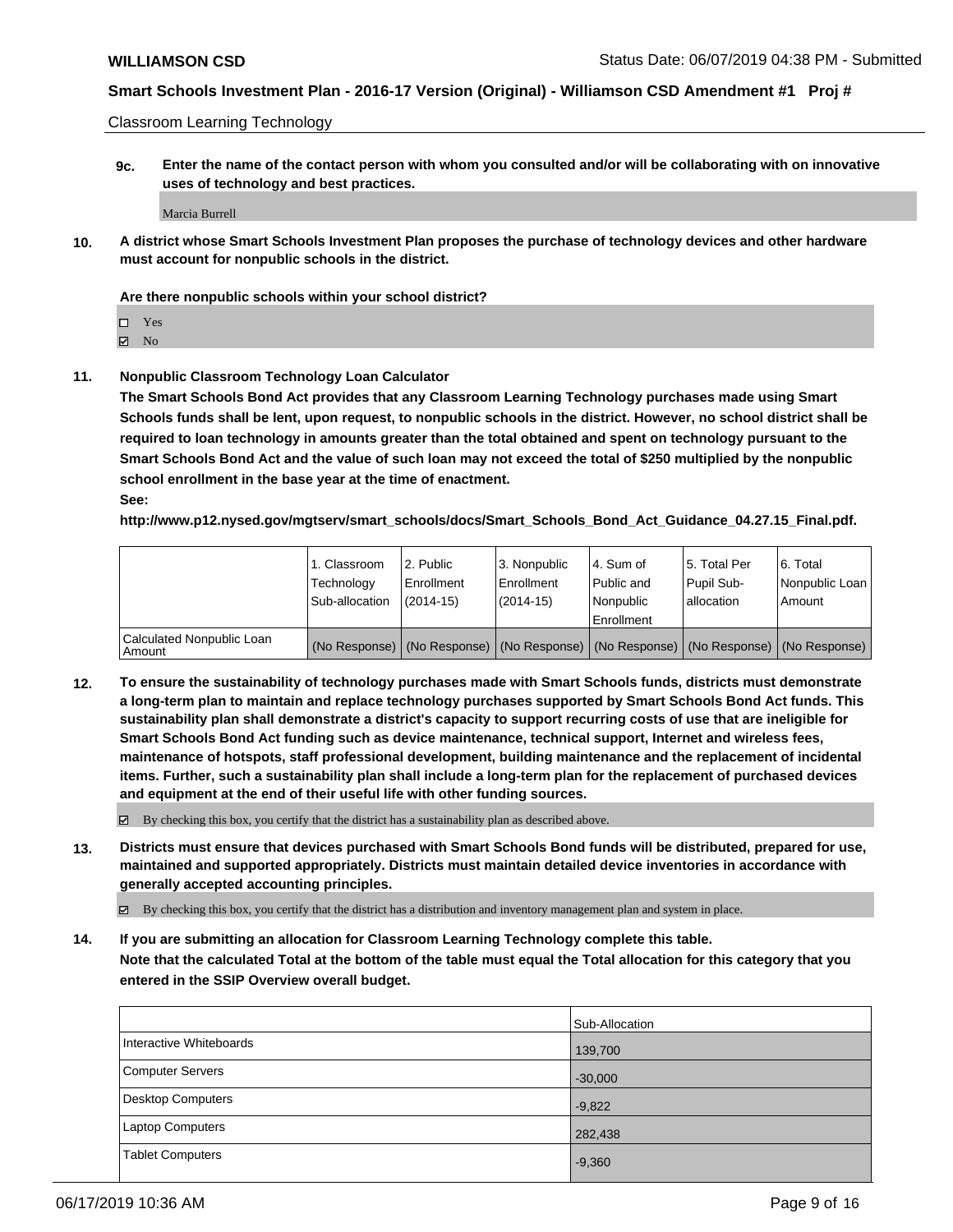Classroom Learning Technology

**9c.** **Enter the name of the contact person with whom you consulted and/or will be collaborating with on innovative uses of technology and best practices.**

Marcia Burrell

**10.** **A district whose Smart Schools Investment Plan proposes the purchase of technology devices and other hardware must account for nonpublic schools in the district.**

**Are there nonpublic schools within your school district?**

- ☐ Yes
- ☑ No

**11.** **Nonpublic Classroom Technology Loan Calculator**

**The Smart Schools Bond Act provides that any Classroom Learning Technology purchases made using Smart Schools funds shall be lent, upon request, to nonpublic schools in the district. However, no school district shall be required to loan technology in amounts greater than the total obtained and spent on technology pursuant to the Smart Schools Bond Act and the value of such loan may not exceed the total of $250 multiplied by the nonpublic school enrollment in the base year at the time of enactment.**

**See:**

**http://www.p12.nysed.gov/mgtserv/smart_schools/docs/Smart_Schools_Bond_Act_Guidance_04.27.15_Final.pdf.**

| | 1. Classroom Technology Sub-allocation | 2. Public Enrollment (2014-15) | 3. Nonpublic Enrollment (2014-15) | 4. Sum of Public and Nonpublic Enrollment | 5. Total Per Pupil Sub-allocation | 6. Total Nonpublic Loan Amount |
|---|---|---|---|---|---|---|
| Calculated Nonpublic Loan Amount | (No Response) | (No Response) | (No Response) | (No Response) | (No Response) | (No Response) |

**12.** **To ensure the sustainability of technology purchases made with Smart Schools funds, districts must demonstrate a long-term plan to maintain and replace technology purchases supported by Smart Schools Bond Act funds. This sustainability plan shall demonstrate a district's capacity to support recurring costs of use that are ineligible for Smart Schools Bond Act funding such as device maintenance, technical support, Internet and wireless fees, maintenance of hotspots, staff professional development, building maintenance and the replacement of incidental items. Further, such a sustainability plan shall include a long-term plan for the replacement of purchased devices and equipment at the end of their useful life with other funding sources.**

☑ By checking this box, you certify that the district has a sustainability plan as described above.

**13.** **Districts must ensure that devices purchased with Smart Schools Bond funds will be distributed, prepared for use, maintained and supported appropriately. Districts must maintain detailed device inventories in accordance with generally accepted accounting principles.**

☑ By checking this box, you certify that the district has a distribution and inventory management plan and system in place.

**14.** **If you are submitting an allocation for Classroom Learning Technology complete this table. Note that the calculated Total at the bottom of the table must equal the Total allocation for this category that you entered in the SSIP Overview overall budget.**

| | Sub-Allocation |
|---|---|
| Interactive Whiteboards | 139,700 |
| Computer Servers | -30,000 |
| Desktop Computers | -9,822 |
| Laptop Computers | 282,438 |
| Tablet Computers | -9,360 |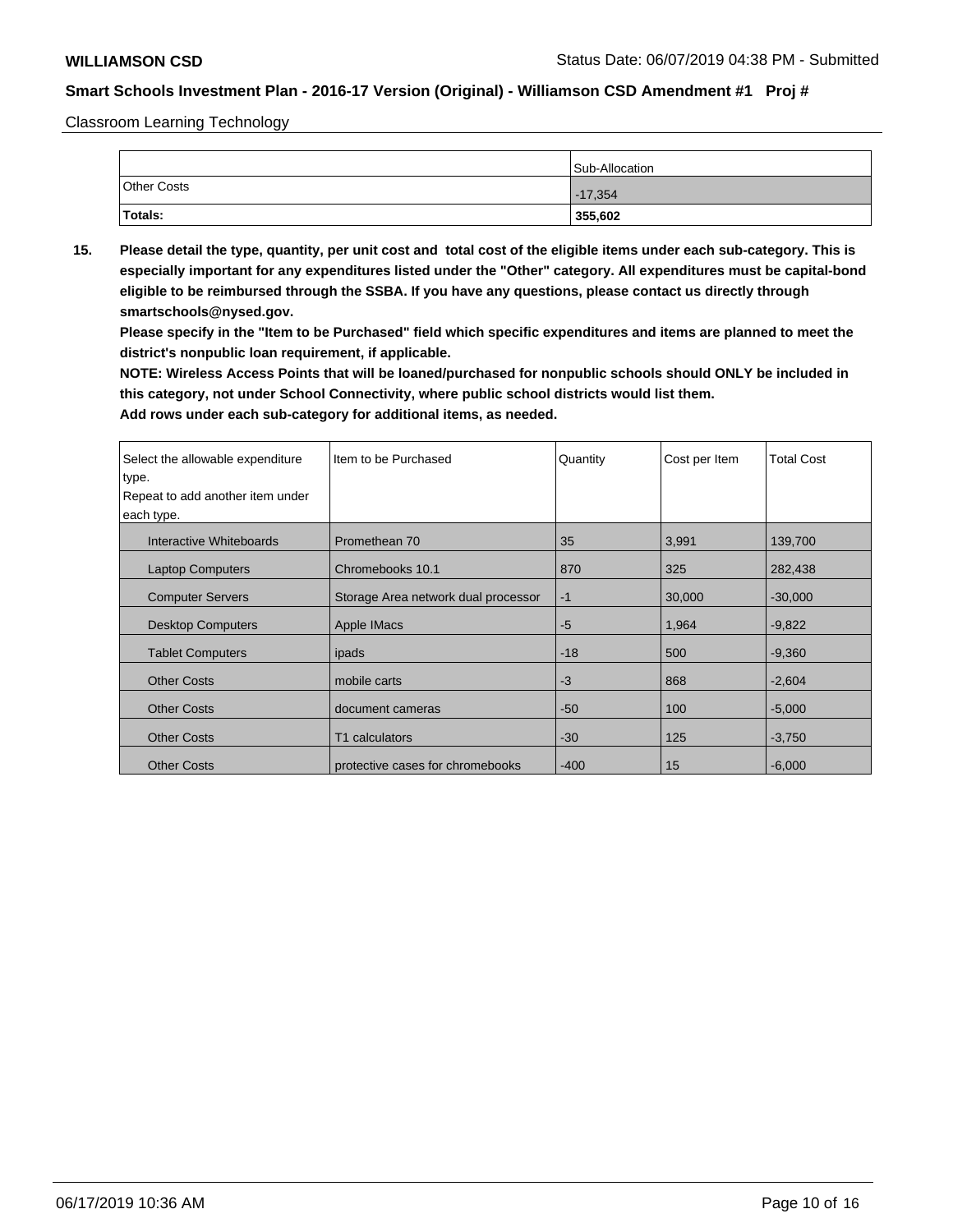Classroom Learning Technology

| | Sub-Allocation |
|---|---|
| Other Costs | -17,354 |
| **Totals:** | **355,602** |

**15. Please detail the type, quantity, per unit cost and total cost of the eligible items under each sub-category. This is especially important for any expenditures listed under the "Other" category. All expenditures must be capital-bond eligible to be reimbursed through the SSBA. If you have any questions, please contact us directly through smartschools@nysed.gov.**

**Please specify in the "Item to be Purchased" field which specific expenditures and items are planned to meet the district's nonpublic loan requirement, if applicable.**

**NOTE: Wireless Access Points that will be loaned/purchased for nonpublic schools should ONLY be included in this category, not under School Connectivity, where public school districts would list them.**

**Add rows under each sub-category for additional items, as needed.**

| Select the allowable expenditure type. Repeat to add another item under each type. | Item to be Purchased | Quantity | Cost per Item | Total Cost |
|---|---|---|---|---|
| Interactive Whiteboards | Promethean 70 | 35 | 3,991 | 139,700 |
| Laptop Computers | Chromebooks 10.1 | 870 | 325 | 282,438 |
| Computer Servers | Storage Area network dual processor | -1 | 30,000 | -30,000 |
| Desktop Computers | Apple IMacs | -5 | 1,964 | -9,822 |
| Tablet Computers | ipads | -18 | 500 | -9,360 |
| Other Costs | mobile carts | -3 | 868 | -2,604 |
| Other Costs | document cameras | -50 | 100 | -5,000 |
| Other Costs | T1 calculators | -30 | 125 | -3,750 |
| Other Costs | protective cases for chromebooks | -400 | 15 | -6,000 |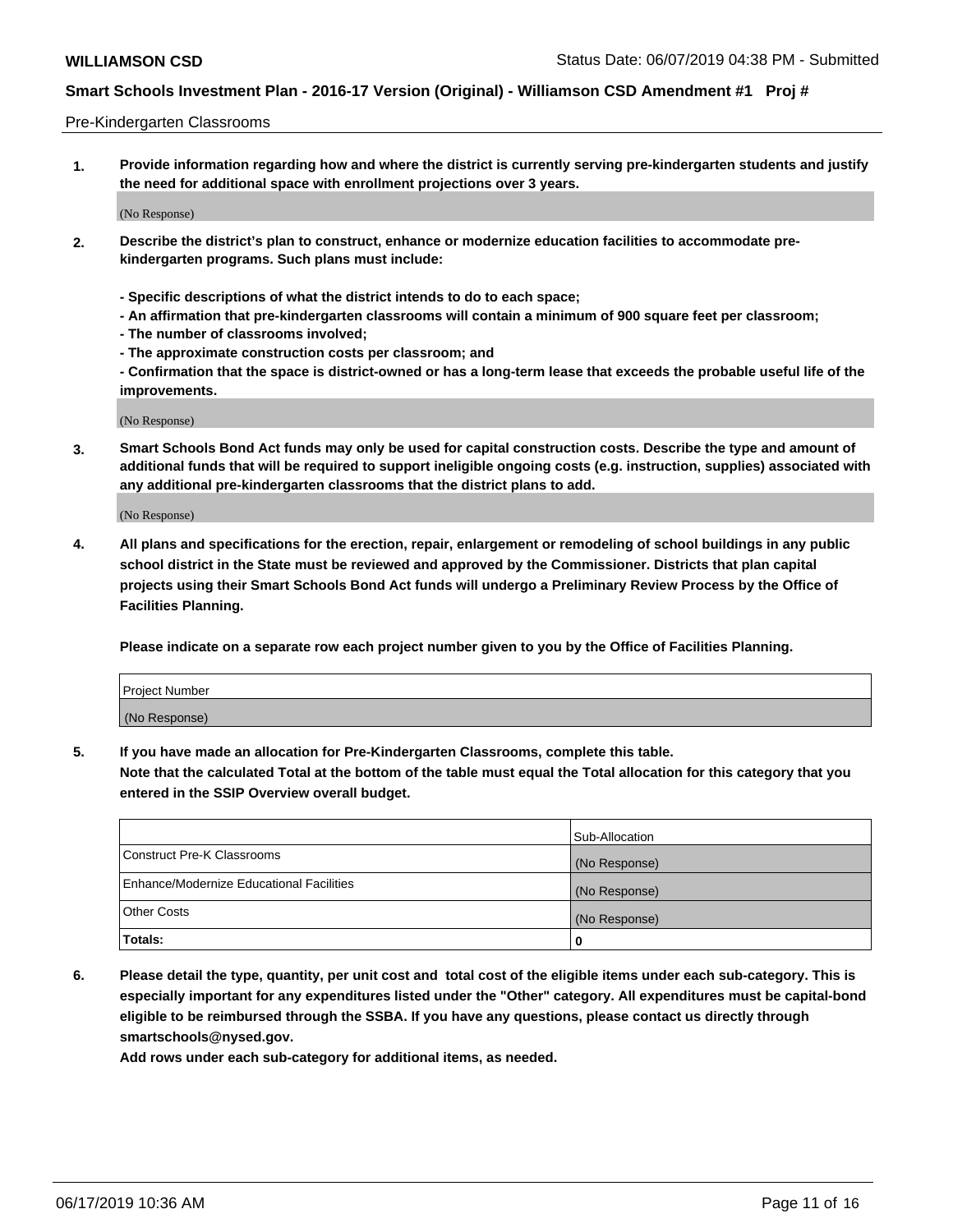Pre-Kindergarten Classrooms

**1. Provide information regarding how and where the district is currently serving pre-kindergarten students and justify the need for additional space with enrollment projections over 3 years.**

(No Response)

**2. Describe the district's plan to construct, enhance or modernize education facilities to accommodate pre-kindergarten programs. Such plans must include:**

**- Specific descriptions of what the district intends to do to each space;**
**- An affirmation that pre-kindergarten classrooms will contain a minimum of 900 square feet per classroom;**
**- The number of classrooms involved;**
**- The approximate construction costs per classroom; and**
**- Confirmation that the space is district-owned or has a long-term lease that exceeds the probable useful life of the improvements.**

(No Response)

**3. Smart Schools Bond Act funds may only be used for capital construction costs. Describe the type and amount of additional funds that will be required to support ineligible ongoing costs (e.g. instruction, supplies) associated with any additional pre-kindergarten classrooms that the district plans to add.**

(No Response)

**4. All plans and specifications for the erection, repair, enlargement or remodeling of school buildings in any public school district in the State must be reviewed and approved by the Commissioner. Districts that plan capital projects using their Smart Schools Bond Act funds will undergo a Preliminary Review Process by the Office of Facilities Planning.**

**Please indicate on a separate row each project number given to you by the Office of Facilities Planning.**

| Project Number |
|---|
| (No Response) |

**5. If you have made an allocation for Pre-Kindergarten Classrooms, complete this table.**
**Note that the calculated Total at the bottom of the table must equal the Total allocation for this category that you entered in the SSIP Overview overall budget.**

| | Sub-Allocation |
|---|---|
| Construct Pre-K Classrooms | (No Response) |
| Enhance/Modernize Educational Facilities | (No Response) |
| Other Costs | (No Response) |
| **Totals:** | **0** |

**6. Please detail the type, quantity, per unit cost and total cost of the eligible items under each sub-category. This is especially important for any expenditures listed under the "Other" category. All expenditures must be capital-bond eligible to be reimbursed through the SSBA. If you have any questions, please contact us directly through smartschools@nysed.gov.**
**Add rows under each sub-category for additional items, as needed.**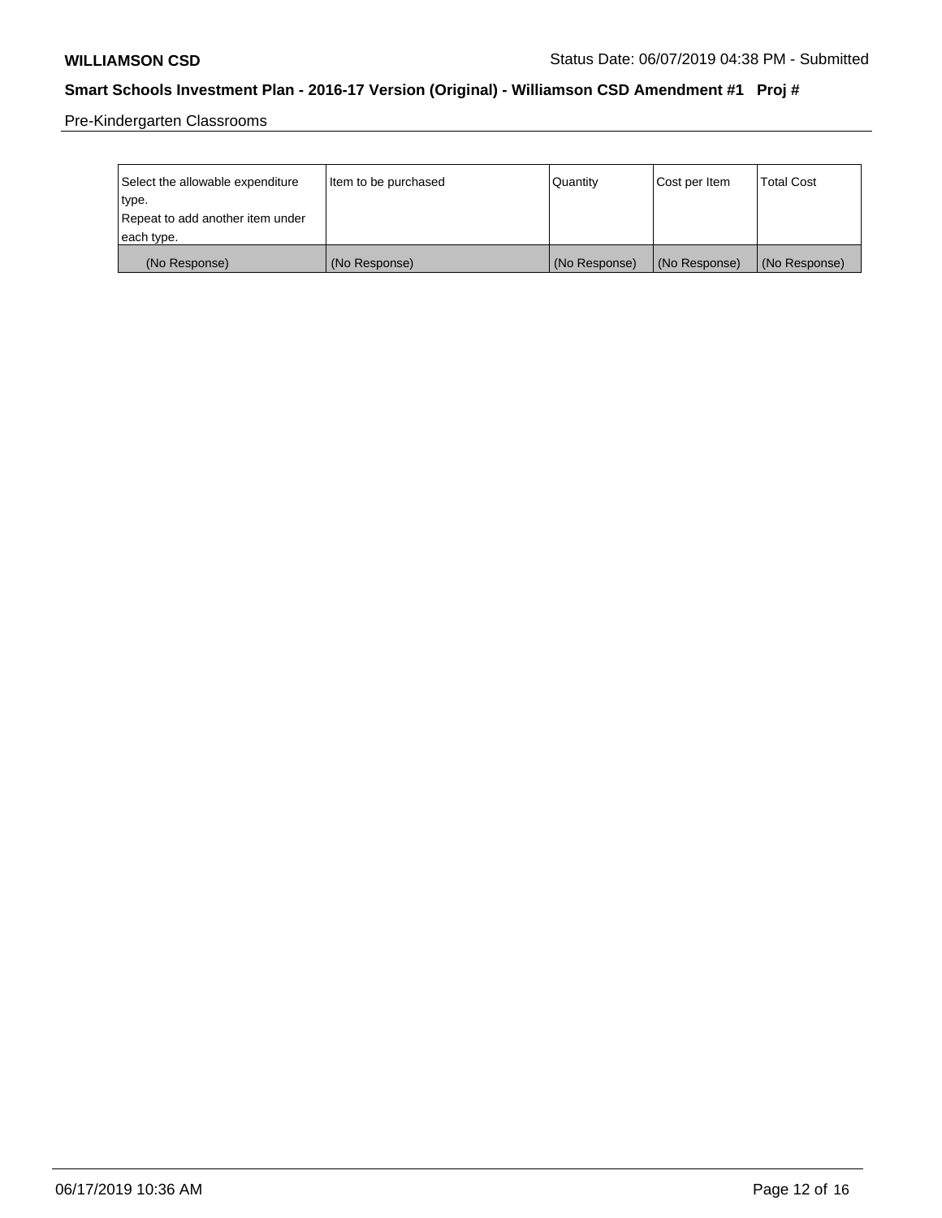Pre-Kindergarten Classrooms

| Select the allowable expenditure type. Repeat to add another item under each type. | Item to be purchased | Quantity | Cost per Item | Total Cost |
|---|---|---|---|---|
| (No Response) | (No Response) | (No Response) | (No Response) | (No Response) |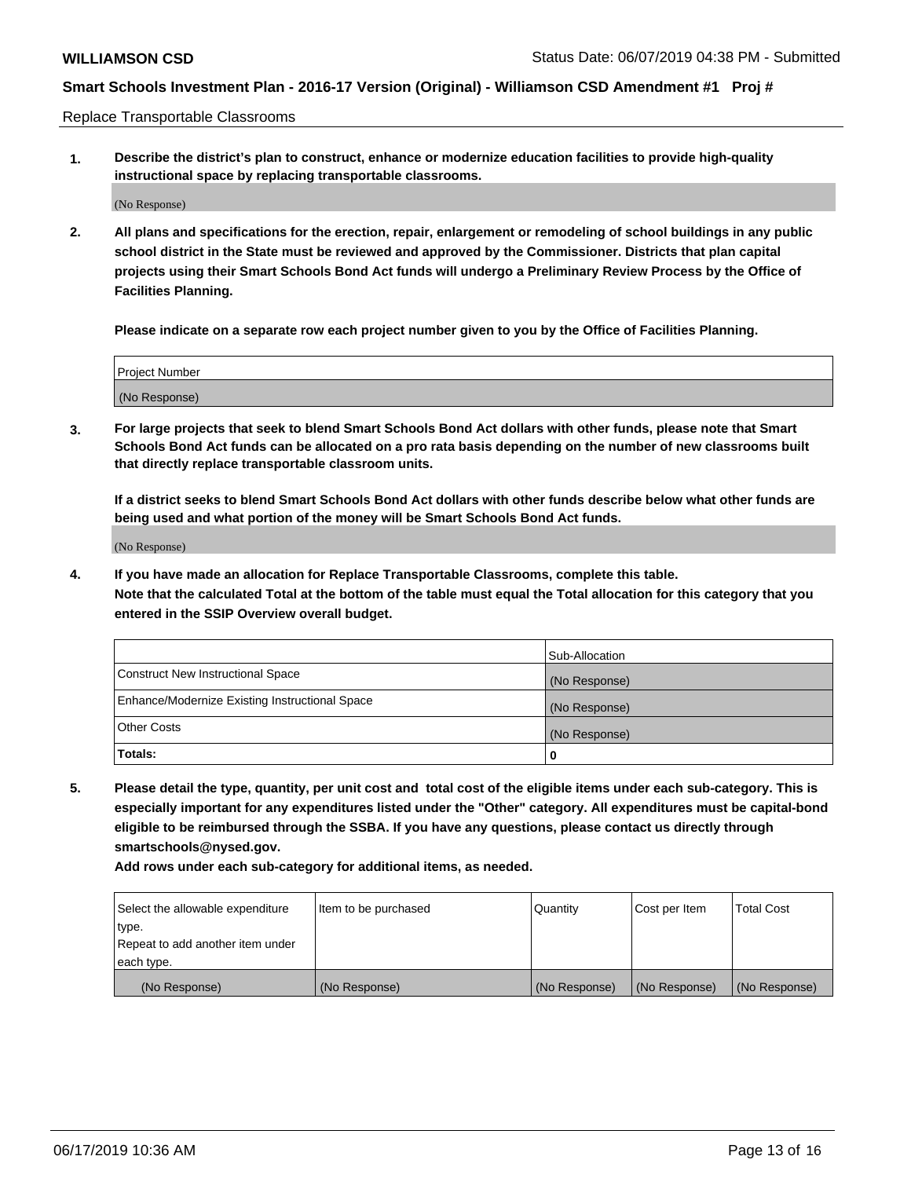Replace Transportable Classrooms

**1. Describe the district's plan to construct, enhance or modernize education facilities to provide high-quality instructional space by replacing transportable classrooms.**

(No Response)

**2. All plans and specifications for the erection, repair, enlargement or remodeling of school buildings in any public school district in the State must be reviewed and approved by the Commissioner. Districts that plan capital projects using their Smart Schools Bond Act funds will undergo a Preliminary Review Process by the Office of Facilities Planning.**

**Please indicate on a separate row each project number given to you by the Office of Facilities Planning.**

| Project Number |
| --- |
| (No Response) |

**3. For large projects that seek to blend Smart Schools Bond Act dollars with other funds, please note that Smart Schools Bond Act funds can be allocated on a pro rata basis depending on the number of new classrooms built that directly replace transportable classroom units.**

**If a district seeks to blend Smart Schools Bond Act dollars with other funds describe below what other funds are being used and what portion of the money will be Smart Schools Bond Act funds.**

(No Response)

**4. If you have made an allocation for Replace Transportable Classrooms, complete this table. Note that the calculated Total at the bottom of the table must equal the Total allocation for this category that you entered in the SSIP Overview overall budget.**

| | Sub-Allocation |
| --- | --- |
| Construct New Instructional Space | (No Response) |
| Enhance/Modernize Existing Instructional Space | (No Response) |
| Other Costs | (No Response) |
| **Totals:** | **0** |

**5. Please detail the type, quantity, per unit cost and total cost of the eligible items under each sub-category. This is especially important for any expenditures listed under the "Other" category. All expenditures must be capital-bond eligible to be reimbursed through the SSBA. If you have any questions, please contact us directly through smartschools@nysed.gov.**

**Add rows under each sub-category for additional items, as needed.**

| Select the allowable expenditure type. Repeat to add another item under each type. | Item to be purchased | Quantity | Cost per Item | Total Cost |
| --- | --- | --- | --- | --- |
| (No Response) | (No Response) | (No Response) | (No Response) | (No Response) |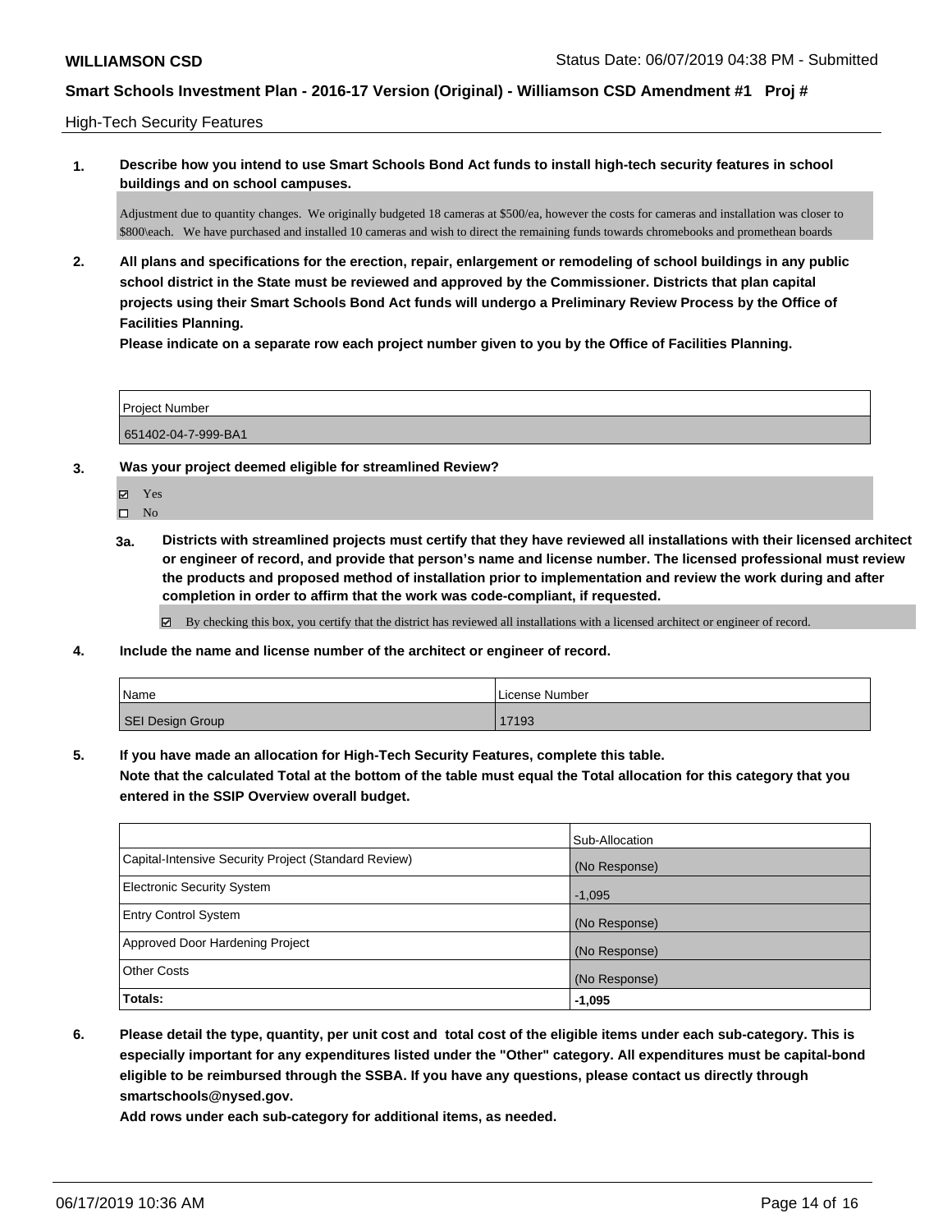**WILLIAMSON CSD** Status Date: 06/07/2019 04:38 PM - Submitted

**Smart Schools Investment Plan - 2016-17 Version (Original) - Williamson CSD Amendment #1 Proj #**

High-Tech Security Features

**1. Describe how you intend to use Smart Schools Bond Act funds to install high-tech security features in school buildings and on school campuses.**

Adjustment due to quantity changes. We originally budgeted 18 cameras at $500/ea, however the costs for cameras and installation was closer to $800\each. We have purchased and installed 10 cameras and wish to direct the remaining funds towards chromebooks and promethean boards

**2. All plans and specifications for the erection, repair, enlargement or remodeling of school buildings in any public school district in the State must be reviewed and approved by the Commissioner. Districts that plan capital projects using their Smart Schools Bond Act funds will undergo a Preliminary Review Process by the Office of Facilities Planning.**

**Please indicate on a separate row each project number given to you by the Office of Facilities Planning.**

| Project Number |
|---|
| 651402-04-7-999-BA1 |

**3. Was your project deemed eligible for streamlined Review?**

- ☑ Yes
- ☐ No

**3a. Districts with streamlined projects must certify that they have reviewed all installations with their licensed architect or engineer of record, and provide that person's name and license number. The licensed professional must review the products and proposed method of installation prior to implementation and review the work during and after completion in order to affirm that the work was code-compliant, if requested.**

☑ By checking this box, you certify that the district has reviewed all installations with a licensed architect or engineer of record.

**4. Include the name and license number of the architect or engineer of record.**

| Name | License Number |
|---|---|
| SEI Design Group | 17193 |

**5. If you have made an allocation for High-Tech Security Features, complete this table.**
**Note that the calculated Total at the bottom of the table must equal the Total allocation for this category that you entered in the SSIP Overview overall budget.**

| | Sub-Allocation |
|---|---|
| Capital-Intensive Security Project (Standard Review) | (No Response) |
| Electronic Security System | -1,095 |
| Entry Control System | (No Response) |
| Approved Door Hardening Project | (No Response) |
| Other Costs | (No Response) |
| **Totals:** | **-1,095** |

**6. Please detail the type, quantity, per unit cost and total cost of the eligible items under each sub-category. This is especially important for any expenditures listed under the "Other" category. All expenditures must be capital-bond eligible to be reimbursed through the SSBA. If you have any questions, please contact us directly through smartschools@nysed.gov.**

**Add rows under each sub-category for additional items, as needed.**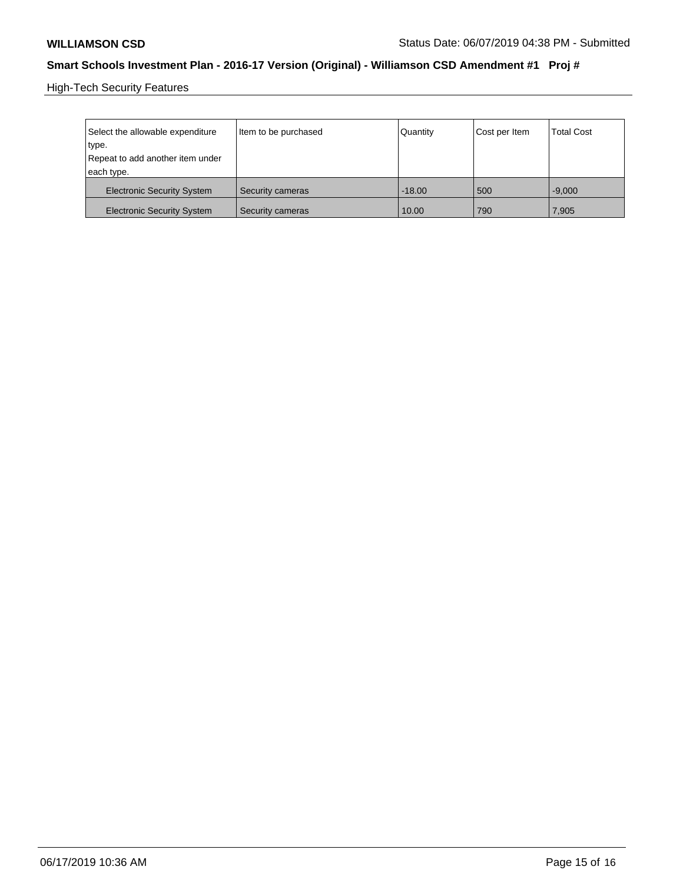High-Tech Security Features

| Select the allowable expenditure type. Repeat to add another item under each type. | Item to be purchased | Quantity | Cost per Item | Total Cost |
|---|---|---|---|---|
| Electronic Security System | Security cameras | -18.00 | 500 | -9,000 |
| Electronic Security System | Security cameras | 10.00 | 790 | 7,905 |